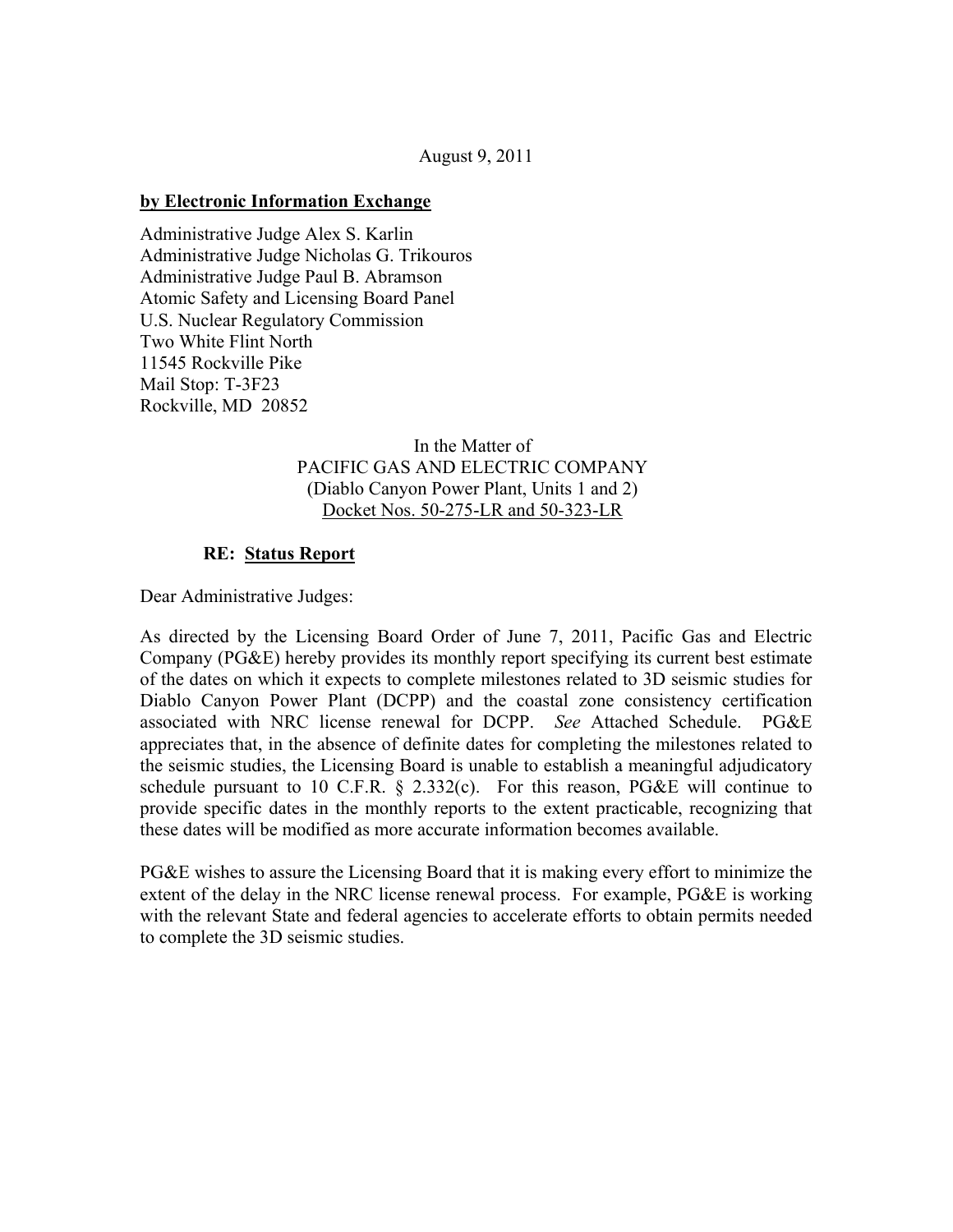August 9, 2011

**by Electronic Information Exchange**

Administrative Judge Alex S. Karlin
Administrative Judge Nicholas G. Trikouros
Administrative Judge Paul B. Abramson
Atomic Safety and Licensing Board Panel
U.S. Nuclear Regulatory Commission
Two White Flint North
11545 Rockville Pike
Mail Stop: T-3F23
Rockville, MD 20852

In the Matter of
PACIFIC GAS AND ELECTRIC COMPANY
(Diablo Canyon Power Plant, Units 1 and 2)
Docket Nos. 50-275-LR and 50-323-LR

**RE: Status Report**

Dear Administrative Judges:

As directed by the Licensing Board Order of June 7, 2011, Pacific Gas and Electric Company (PG&E) hereby provides its monthly report specifying its current best estimate of the dates on which it expects to complete milestones related to 3D seismic studies for Diablo Canyon Power Plant (DCPP) and the coastal zone consistency certification associated with NRC license renewal for DCPP. *See* Attached Schedule. PG&E appreciates that, in the absence of definite dates for completing the milestones related to the seismic studies, the Licensing Board is unable to establish a meaningful adjudicatory schedule pursuant to 10 C.F.R. § 2.332(c). For this reason, PG&E will continue to provide specific dates in the monthly reports to the extent practicable, recognizing that these dates will be modified as more accurate information becomes available.

PG&E wishes to assure the Licensing Board that it is making every effort to minimize the extent of the delay in the NRC license renewal process. For example, PG&E is working with the relevant State and federal agencies to accelerate efforts to obtain permits needed to complete the 3D seismic studies.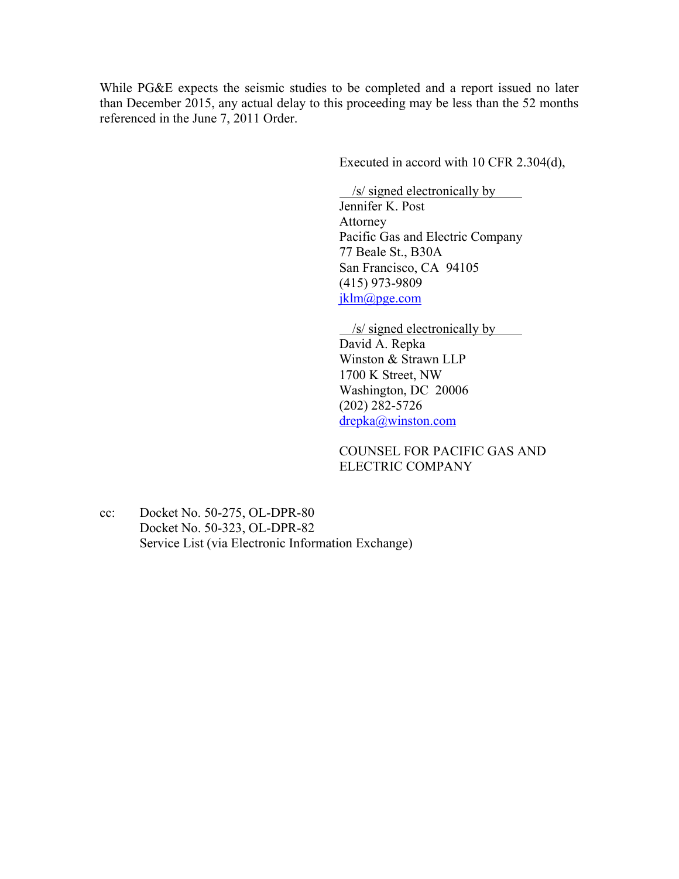While PG&E expects the seismic studies to be completed and a report issued no later than December 2015, any actual delay to this proceeding may be less than the 52 months referenced in the June 7, 2011 Order.

Executed in accord with 10 CFR 2.304(d),

/s/ signed electronically by
Jennifer K. Post
Attorney
Pacific Gas and Electric Company
77 Beale St., B30A
San Francisco, CA 94105
(415) 973-9809
jklm@pge.com

/s/ signed electronically by
David A. Repka
Winston & Strawn LLP
1700 K Street, NW
Washington, DC 20006
(202) 282-5726
drepka@winston.com

COUNSEL FOR PACIFIC GAS AND ELECTRIC COMPANY

cc: Docket No. 50-275, OL-DPR-80
Docket No. 50-323, OL-DPR-82
Service List (via Electronic Information Exchange)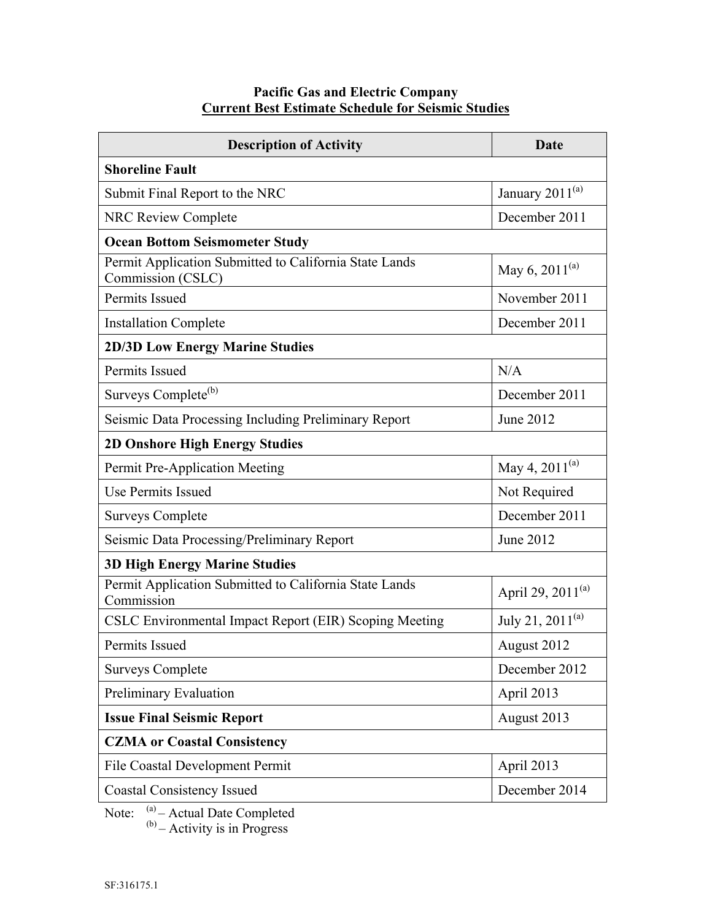**Pacific Gas and Electric Company**
**Current Best Estimate Schedule for Seismic Studies**

| Description of Activity | Date |
|---|---|
| **Shoreline Fault** | |
| Submit Final Report to the NRC | January 2011[a] |
| NRC Review Complete | December 2011 |
| **Ocean Bottom Seismometer Study** | |
| Permit Application Submitted to California State Lands Commission (CSLC) | May 6, 2011[a] |
| Permits Issued | November 2011 |
| Installation Complete | December 2011 |
| **2D/3D Low Energy Marine Studies** | |
| Permits Issued | N/A |
| Surveys Complete[b] | December 2011 |
| Seismic Data Processing Including Preliminary Report | June 2012 |
| **2D Onshore High Energy Studies** | |
| Permit Pre-Application Meeting | May 4, 2011[a] |
| Use Permits Issued | Not Required |
| Surveys Complete | December 2011 |
| Seismic Data Processing/Preliminary Report | June 2012 |
| **3D High Energy Marine Studies** | |
| Permit Application Submitted to California State Lands Commission | April 29, 2011[a] |
| CSLC Environmental Impact Report (EIR) Scoping Meeting | July 21, 2011[a] |
| Permits Issued | August 2012 |
| Surveys Complete | December 2012 |
| Preliminary Evaluation | April 2013 |
| **Issue Final Seismic Report** | August 2013 |
| **CZMA or Coastal Consistency** | |
| File Coastal Development Permit | April 2013 |
| Coastal Consistency Issued | December 2014 |

Note: [a] – Actual Date Completed
[b] – Activity is in Progress

SF:316175.1